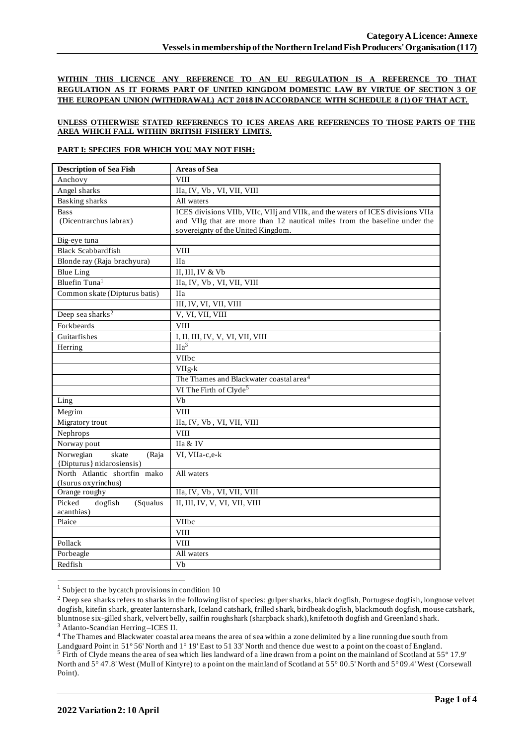**WITHIN THIS LICENCE ANY REFERENCE TO AN EU REGULATION IS A REFERENCE TO THAT REGULATION AS IT FORMS PART OF UNITED KINGDOM DOMESTIC LAW BY VIRTUE OF SECTION 3 OF THE EUROPEAN UNION (WITHDRAWAL) ACT 2018 IN ACCORDANCE WITH SCHEDULE 8 (1) OF THAT ACT.**

**UNLESS OTHERWISE STATED REFERENECS TO ICES AREAS ARE REFERENCES TO THOSE PARTS OF THE AREA WHICH FALL WITHIN BRITISH FISHERY LIMITS.**

**PART I: SPECIES FOR WHICH YOU MAY NOT FISH:**

| Description of Sea Fish | Areas of Sea |
|---|---|
| Anchovy | VIII |
| Angel sharks | IIa, IV, Vb , VI, VII, VIII |
| Basking sharks | All waters |
| Bass (Dicentrarchus labrax) | ICES divisions VIIb, VIIc, VIIj and VIIk, and the waters of ICES divisions VIIa and VIIg that are more than 12 nautical miles from the baseline under the sovereignty of the United Kingdom. |
| Big-eye tuna | |
| Black Scabbardfish | VIII |
| Blonde ray (Raja brachyura) | IIa |
| Blue Ling | II, III, IV & Vb |
| Bluefin Tuna[1] | IIa, IV, Vb , VI, VII, VIII |
| Common skate (Dipturus batis) | IIa |
| | III, IV, VI, VII, VIII |
| Deep sea sharks[2] | V, VI, VII, VIII |
| Forkbeards | VIII |
| Guitarfishes | I, II, III, IV, V, VI, VII, VIII |
| Herring | IIa[3] |
| | VIIbc |
| | VIIg-k |
| | The Thames and Blackwater coastal area[4] |
| | VI The Firth of Clyde[5] |
| Ling | Vb |
| Megrim | VIII |
| Migratory trout | IIa, IV, Vb , VI, VII, VIII |
| Nephrops | VIII |
| Norway pout | IIa & IV |
| Norwegian skate (Raja {Dipturus} nidarosiensis) | VI, VIIa-c,e-k |
| North Atlantic shortfin mako (Isurus oxyrinchus) | All waters |
| Orange roughy | IIa, IV, Vb , VI, VII, VIII |
| Picked dogfish (Squalus acanthias) | II, III, IV, V, VI, VII, VIII |
| Plaice | VIIbc |
| | VIII |
| Pollack | VIII |
| Porbeagle | All waters |
| Redfish | Vb |

[1] Subject to the bycatch provisions in condition 10

[2] Deep sea sharks refers to sharks in the following list of species: gulper sharks, black dogfish, Portugese dogfish, longnose velvet dogfish, kitefin shark, greater lanternshark, Iceland catshark, frilled shark, birdbeak dogfish, blackmouth dogfish, mouse catshark, bluntnose six-gilled shark, velvert belly, sailfin roughshark (sharpback shark), knifetooth dogfish and Greenland shark.

[3] Atlanto-Scandian Herring –ICES II.

[4] The Thames and Blackwater coastal area means the area of sea within a zone delimited by a line running due south from Landguard Point in 51° 56' North and 1° 19' East to 51 33' North and thence due west to a point on the coast of England.

[5] Firth of Clyde means the area of sea which lies landward of a line drawn from a point on the mainland of Scotland at 55° 17.9' North and 5° 47.8' West (Mull of Kintyre) to a point on the mainland of Scotland at 55° 00.5' North and 5° 09.4' West (Corsewall Point).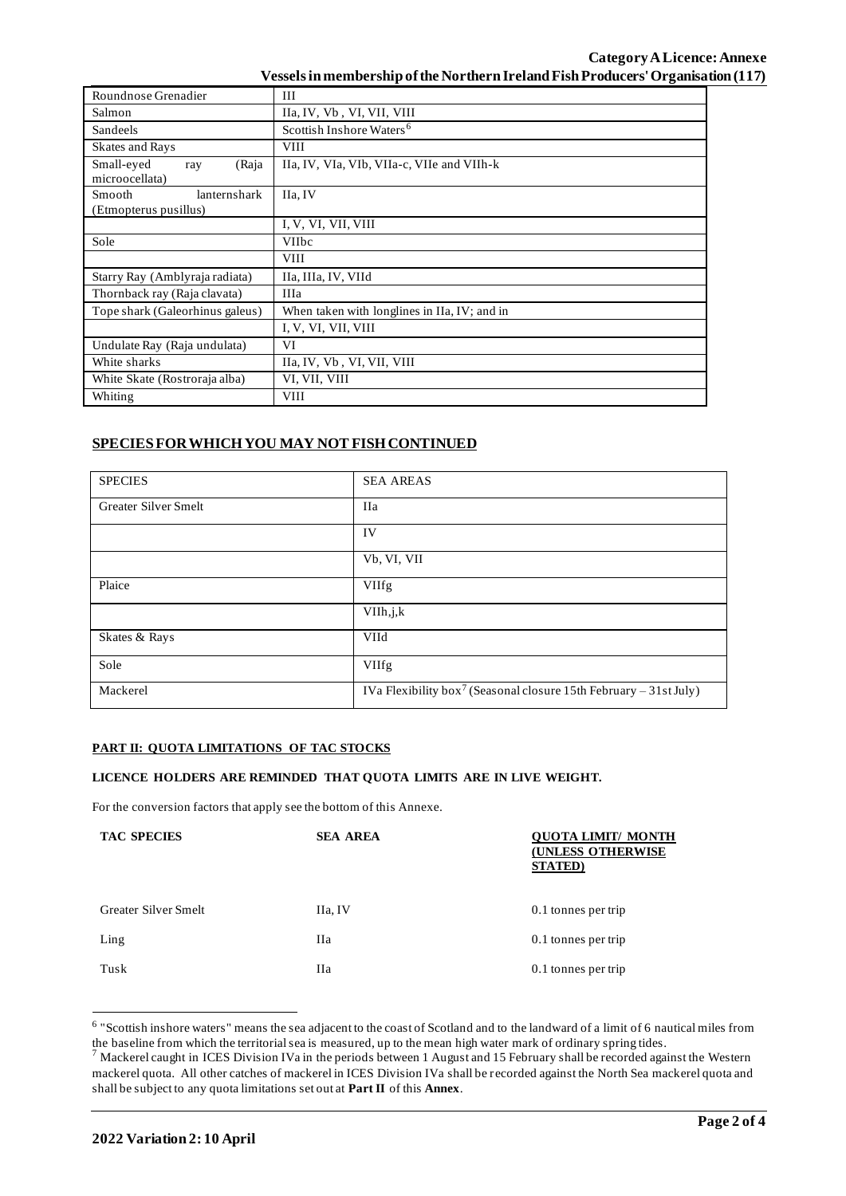| Roundnose Grenadier | III |
| --- | --- |
| Salmon | IIa, IV, Vb , VI, VII, VIII |
| Sandeels | Scottish Inshore Waters[6] |
| Skates and Rays | VIII |
| Small-eyed ray (Raja microocellata) | IIa, IV, VIa, VIb, VIIa-c, VIIe and VIIh-k |
| Smooth lanternshark (Etmopterus pusillus) | IIa, IV |
| | I, V, VI, VII, VIII |
| Sole | VIIbc |
| | VIII |
| Starry Ray (Amblyraja radiata) | IIa, IIIa, IV, VIId |
| Thornback ray (Raja clavata) | IIIa |
| Tope shark (Galeorhinus galeus) | When taken with longlines in IIa, IV; and in |
| | I, V, VI, VII, VIII |
| Undulate Ray (Raja undulata) | VI |
| White sharks | IIa, IV, Vb , VI, VII, VIII |
| White Skate (Rostroraja alba) | VI, VII, VIII |
| Whiting | VIII |

## SPECIES FOR WHICH YOU MAY NOT FISH CONTINUED

| SPECIES | SEA AREAS |
| --- | --- |
| Greater Silver Smelt | IIa |
| | IV |
| | Vb, VI, VII |
| Plaice | VIIfg |
| | VIIh,j,k |
| Skates & Rays | VIId |
| Sole | VIIfg |
| Mackerel | IVa Flexibility box[7] (Seasonal closure 15th February – 31st July) |

### PART II: QUOTA LIMITATIONS OF TAC STOCKS

**LICENCE HOLDERS ARE REMINDED THAT QUOTA LIMITS ARE IN LIVE WEIGHT.**

For the conversion factors that apply see the bottom of this Annexe.

| TAC SPECIES | SEA AREA | QUOTA LIMIT/ MONTH (UNLESS OTHERWISE STATED) |
| --- | --- | --- |
| Greater Silver Smelt | IIa, IV | 0.1 tonnes per trip |
| Ling | IIa | 0.1 tonnes per trip |
| Tusk | IIa | 0.1 tonnes per trip |

[6] "Scottish inshore waters" means the sea adjacent to the coast of Scotland and to the landward of a limit of 6 nautical miles from the baseline from which the territorial sea is measured, up to the mean high water mark of ordinary spring tides.

[7] Mackerel caught in ICES Division IVa in the periods between 1 August and 15 February shall be recorded against the Western mackerel quota. All other catches of mackerel in ICES Division IVa shall be recorded against the North Sea mackerel quota and shall be subject to any quota limitations set out at **Part II** of this **Annex**.

**2022 Variation 2: 10 April**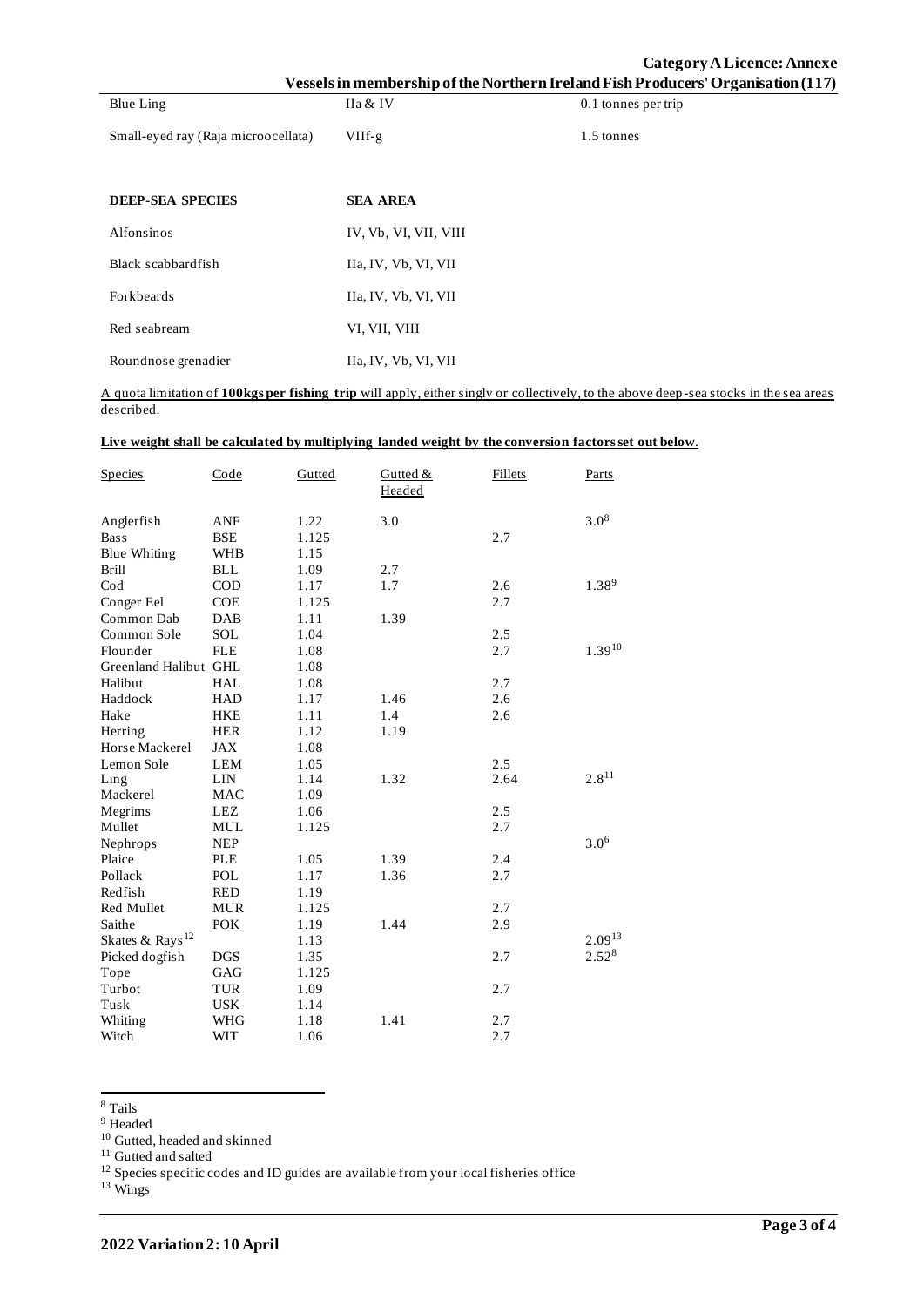| | | |
|---|---|---|
| Blue Ling | IIa & IV | 0.1 tonnes per trip |
| Small-eyed ray (Raja microocellata) | VIIf-g | 1.5 tonnes |

| DEEP-SEA SPECIES | SEA AREA |
|---|---|
| Alfonsinos | IV, Vb, VI, VII, VIII |
| Black scabbardfish | IIa, IV, Vb, VI, VII |
| Forkbeards | IIa, IV, Vb, VI, VII |
| Red seabream | VI, VII, VIII |
| Roundnose grenadier | IIa, IV, Vb, VI, VII |

A quota limitation of **100kgs per fishing trip** will apply, either singly or collectively, to the above deep-sea stocks in the sea areas described.

**Live weight shall be calculated by multiplying landed weight by the conversion factors set out below**.

| Species | Code | Gutted | Gutted & Headed | Fillets | Parts |
|---|---|---|---|---|---|
| Anglerfish | ANF | 1.22 | 3.0 | | 3.0[8] |
| Bass | BSE | 1.125 | | 2.7 | |
| Blue Whiting | WHB | 1.15 | | | |
| Brill | BLL | 1.09 | 2.7 | | |
| Cod | COD | 1.17 | 1.7 | 2.6 | 1.38[9] |
| Conger Eel | COE | 1.125 | | 2.7 | |
| Common Dab | DAB | 1.11 | 1.39 | | |
| Common Sole | SOL | 1.04 | | 2.5 | |
| Flounder | FLE | 1.08 | | 2.7 | 1.39[10] |
| Greenland Halibut | GHL | 1.08 | | | |
| Halibut | HAL | 1.08 | | 2.7 | |
| Haddock | HAD | 1.17 | 1.46 | 2.6 | |
| Hake | HKE | 1.11 | 1.4 | 2.6 | |
| Herring | HER | 1.12 | 1.19 | | |
| Horse Mackerel | JAX | 1.08 | | | |
| Lemon Sole | LEM | 1.05 | | 2.5 | |
| Ling | LIN | 1.14 | 1.32 | 2.64 | 2.8[11] |
| Mackerel | MAC | 1.09 | | | |
| Megrims | LEZ | 1.06 | | 2.5 | |
| Mullet | MUL | 1.125 | | 2.7 | |
| Nephrops | NEP | | | | 3.0[6] |
| Plaice | PLE | 1.05 | 1.39 | 2.4 | |
| Pollack | POL | 1.17 | 1.36 | 2.7 | |
| Redfish | RED | 1.19 | | | |
| Red Mullet | MUR | 1.125 | | 2.7 | |
| Saithe | POK | 1.19 | 1.44 | 2.9 | |
| Skates & Rays[12] | | 1.13 | | | 2.09[13] |
| Picked dogfish | DGS | 1.35 | | 2.7 | 2.52[8] |
| Tope | GAG | 1.125 | | | |
| Turbot | TUR | 1.09 | | 2.7 | |
| Tusk | USK | 1.14 | | | |
| Whiting | WHG | 1.18 | 1.41 | 2.7 | |
| Witch | WIT | 1.06 | | 2.7 | |

[8] Tails
[9] Headed
[10] Gutted, headed and skinned
[11] Gutted and salted
[12] Species specific codes and ID guides are available from your local fisheries office
[13] Wings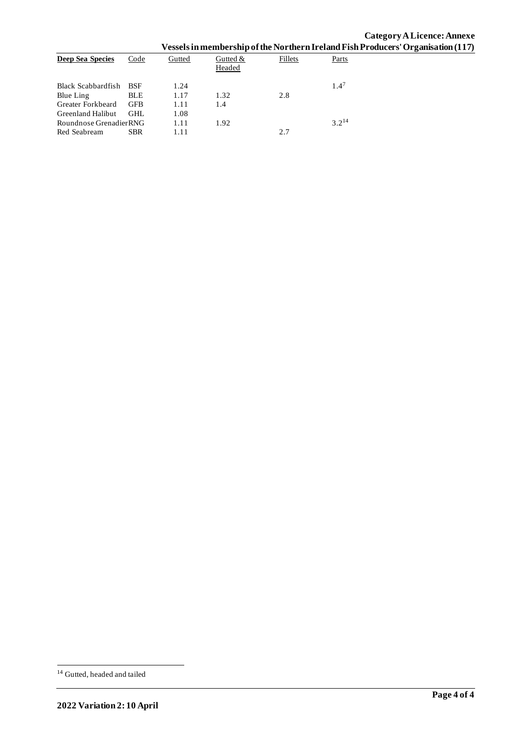| Deep Sea Species | Code | Gutted | Gutted & Headed | Fillets | Parts |
|---|---|---|---|---|---|
| Black Scabbardfish | BSF | 1.24 | | | 1.4[7] |
| Blue Ling | BLE | 1.17 | 1.32 | 2.8 | |
| Greater Forkbeard | GFB | 1.11 | 1.4 | | |
| Greenland Halibut | GHL | 1.08 | | | |
| Roundnose Grenadier | RNG | 1.11 | 1.92 | | 3.2[14] |
| Red Seabream | SBR | 1.11 | | 2.7 | |

[14] Gutted, headed and tailed